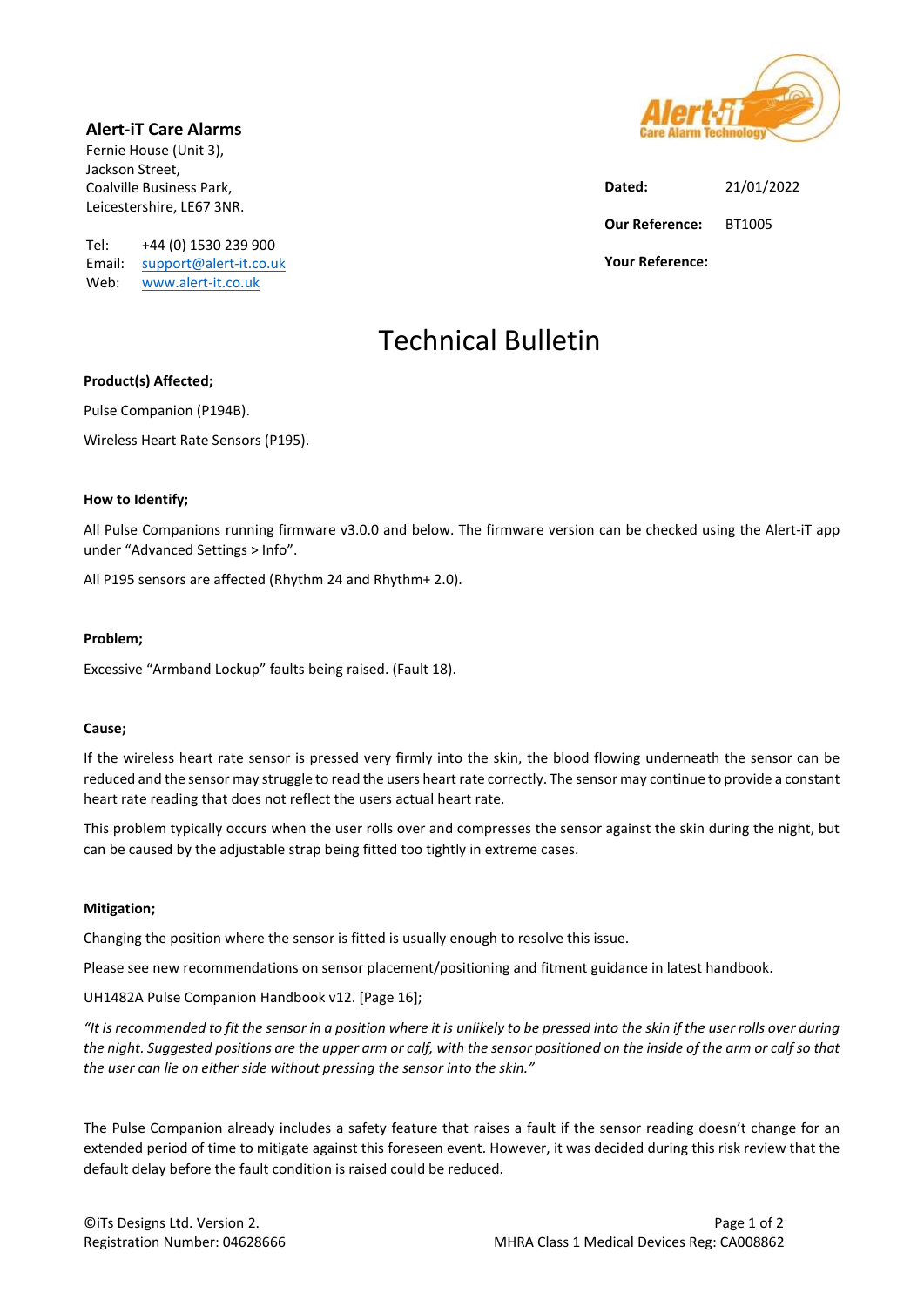**Alert-iT Care Alarms**
Fernie House (Unit 3),
Jackson Street,
Coalville Business Park,
Leicestershire, LE67 3NR.

Tel: +44 (0) 1530 239 900
Email: support@alert-it.co.uk
Web: www.alert-it.co.uk

**Dated:** 21/01/2022

**Our Reference:** BT1005

**Your Reference:**

# Technical Bulletin

**Product(s) Affected;**

Pulse Companion (P194B).

Wireless Heart Rate Sensors (P195).

**How to Identify;**

All Pulse Companions running firmware v3.0.0 and below. The firmware version can be checked using the Alert-iT app under "Advanced Settings > Info".

All P195 sensors are affected (Rhythm 24 and Rhythm+ 2.0).

**Problem;**

Excessive "Armband Lockup" faults being raised. (Fault 18).

**Cause;**

If the wireless heart rate sensor is pressed very firmly into the skin, the blood flowing underneath the sensor can be reduced and the sensor may struggle to read the users heart rate correctly. The sensor may continue to provide a constant heart rate reading that does not reflect the users actual heart rate.

This problem typically occurs when the user rolls over and compresses the sensor against the skin during the night, but can be caused by the adjustable strap being fitted too tightly in extreme cases.

**Mitigation;**

Changing the position where the sensor is fitted is usually enough to resolve this issue.

Please see new recommendations on sensor placement/positioning and fitment guidance in latest handbook.

UH1482A Pulse Companion Handbook v12. [Page 16];

*"It is recommended to fit the sensor in a position where it is unlikely to be pressed into the skin if the user rolls over during the night. Suggested positions are the upper arm or calf, with the sensor positioned on the inside of the arm or calf so that the user can lie on either side without pressing the sensor into the skin."*

The Pulse Companion already includes a safety feature that raises a fault if the sensor reading doesn't change for an extended period of time to mitigate against this foreseen event. However, it was decided during this risk review that the default delay before the fault condition is raised could be reduced.

©iTs Designs Ltd. Version 2.
Registration Number: 04628666
MHRA Class 1 Medical Devices Reg: CA008862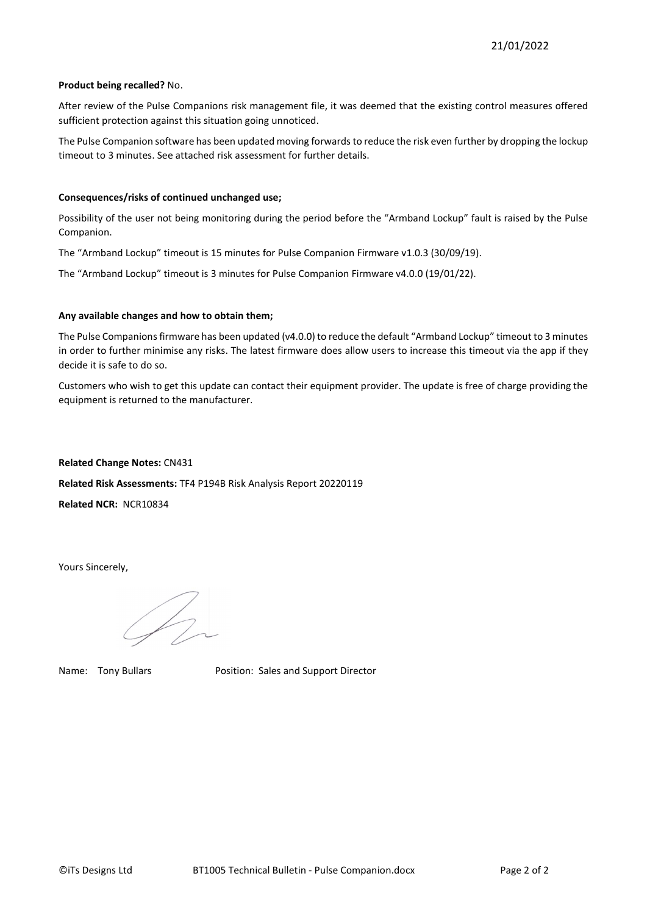21/01/2022

**Product being recalled?** No.

After review of the Pulse Companions risk management file, it was deemed that the existing control measures offered sufficient protection against this situation going unnoticed.

The Pulse Companion software has been updated moving forwards to reduce the risk even further by dropping the lockup timeout to 3 minutes. See attached risk assessment for further details.

**Consequences/risks of continued unchanged use;**

Possibility of the user not being monitoring during the period before the "Armband Lockup" fault is raised by the Pulse Companion.

The "Armband Lockup" timeout is 15 minutes for Pulse Companion Firmware v1.0.3 (30/09/19).

The "Armband Lockup" timeout is 3 minutes for Pulse Companion Firmware v4.0.0 (19/01/22).

**Any available changes and how to obtain them;**

The Pulse Companions firmware has been updated (v4.0.0) to reduce the default "Armband Lockup" timeout to 3 minutes in order to further minimise any risks. The latest firmware does allow users to increase this timeout via the app if they decide it is safe to do so.

Customers who wish to get this update can contact their equipment provider. The update is free of charge providing the equipment is returned to the manufacturer.

**Related Change Notes:** CN431

**Related Risk Assessments:** TF4 P194B Risk Analysis Report 20220119

**Related NCR:** NCR10834

Yours Sincerely,

Name: Tony Bullars Position: Sales and Support Director